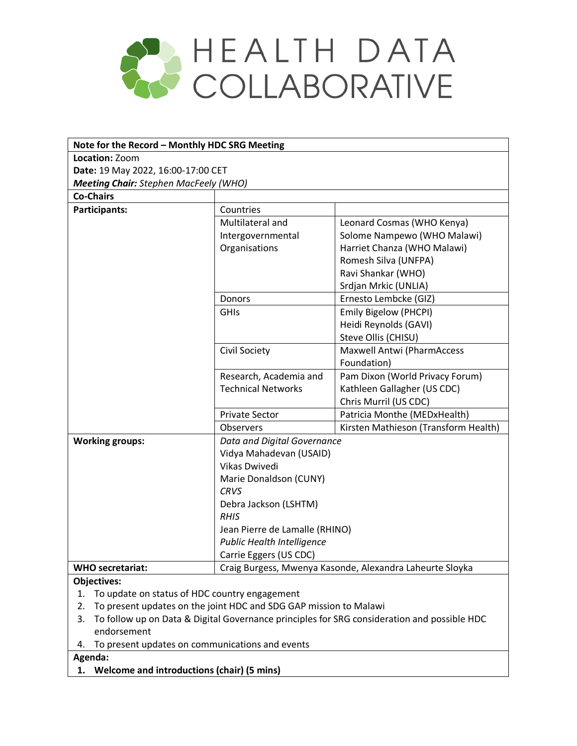# HEALTH DATA COLLABORATIVE

| **Note for the Record – Monthly HDC SRG Meeting** | | |
|---|---|---|
| **Location:** Zoom | | |
| **Date:** 19 May 2022, 16:00-17:00 CET | | |
| ***Meeting Chair:*** *Stephen MacFeely (WHO)* | | |
| **Co-Chairs** | | |
| **Participants:** | Countries | |
| | Multilateral and Intergovernmental Organisations | Leonard Cosmas (WHO Kenya)<br>Solome Nampewo (WHO Malawi)<br>Harriet Chanza (WHO Malawi)<br>Romesh Silva (UNFPA)<br>Ravi Shankar (WHO)<br>Srdjan Mrkic (UNLIA) |
| | Donors | Ernesto Lembcke (GIZ) |
| | GHIs | Emily Bigelow (PHCPI)<br>Heidi Reynolds (GAVI)<br>Steve Ollis (CHISU) |
| | Civil Society | Maxwell Antwi (PharmAccess Foundation) |
| | Research, Academia and Technical Networks | Pam Dixon (World Privacy Forum)<br>Kathleen Gallagher (US CDC)<br>Chris Murril (US CDC) |
| | Private Sector | Patricia Monthe (MEDxHealth) |
| | Observers | Kirsten Mathieson (Transform Health) |
| **Working groups:** | *Data and Digital Governance*<br>Vidya Mahadevan (USAID)<br>Vikas Dwivedi<br>Marie Donaldson (CUNY)<br>*CRVS*<br>Debra Jackson (LSHTM)<br>*RHIS*<br>Jean Pierre de Lamalle (RHINO)<br>*Public Health Intelligence*<br>Carrie Eggers (US CDC) | |
| **WHO secretariat:** | Craig Burgess, Mwenya Kasonde, Alexandra Laheurte Sloyka | |

**Objectives:**

1. To update on status of HDC country engagement
2. To present updates on the joint HDC and SDG GAP mission to Malawi
3. To follow up on Data & Digital Governance principles for SRG consideration and possible HDC endorsement
4. To present updates on communications and events

**Agenda:**

1. **Welcome and introductions (chair) (5 mins)**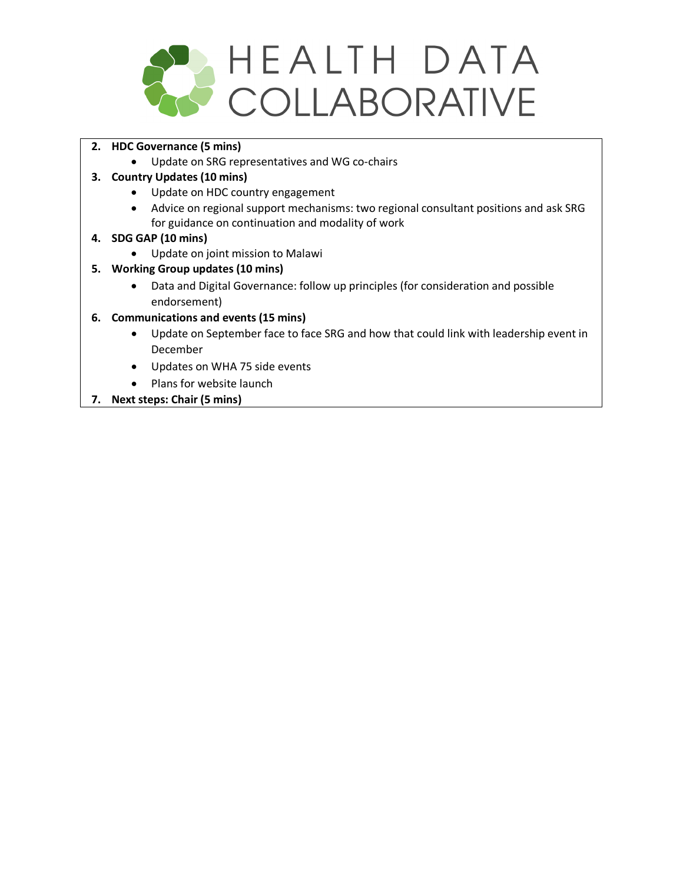# HEALTH DATA COLLABORATIVE

2. **HDC Governance (5 mins)**
   - Update on SRG representatives and WG co-chairs
3. **Country Updates (10 mins)**
   - Update on HDC country engagement
   - Advice on regional support mechanisms: two regional consultant positions and ask SRG for guidance on continuation and modality of work
4. **SDG GAP (10 mins)**
   - Update on joint mission to Malawi
5. **Working Group updates (10 mins)**
   - Data and Digital Governance: follow up principles (for consideration and possible endorsement)
6. **Communications and events (15 mins)**
   - Update on September face to face SRG and how that could link with leadership event in December
   - Updates on WHA 75 side events
   - Plans for website launch
7. **Next steps: Chair (5 mins)**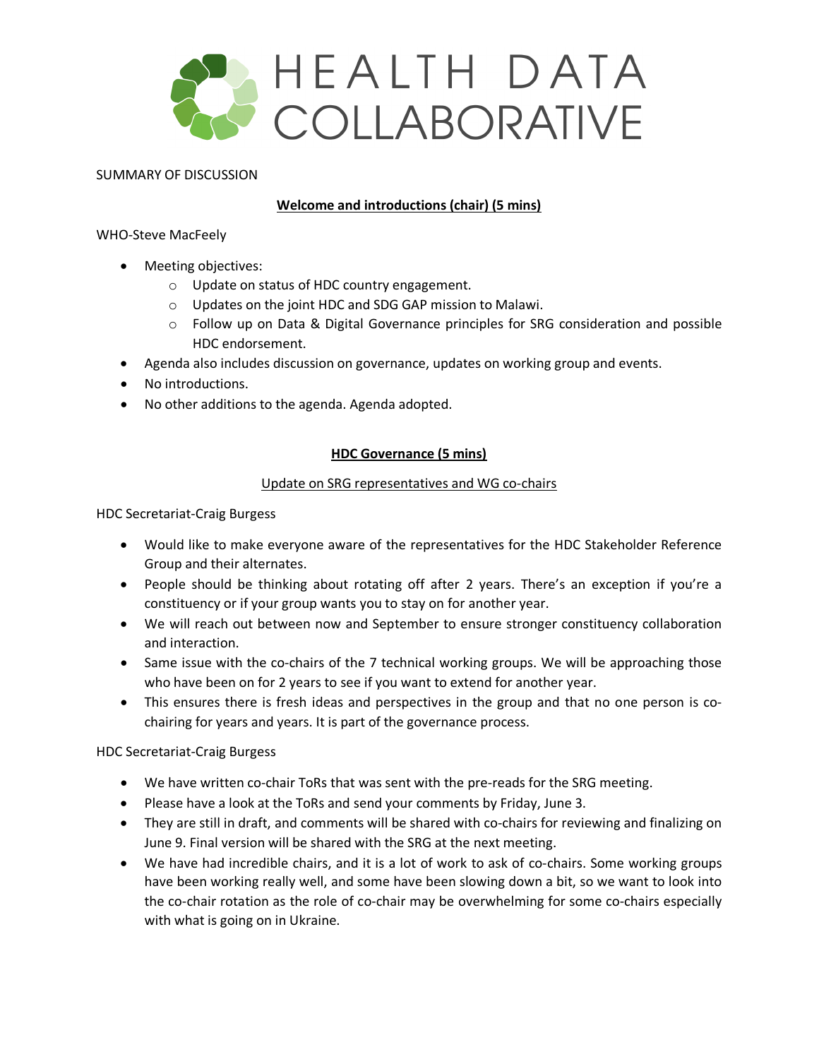HEALTH DATA COLLABORATIVE

SUMMARY OF DISCUSSION

## Welcome and introductions (chair) (5 mins)

WHO-Steve MacFeely

- Meeting objectives:
  - Update on status of HDC country engagement.
  - Updates on the joint HDC and SDG GAP mission to Malawi.
  - Follow up on Data & Digital Governance principles for SRG consideration and possible HDC endorsement.
- Agenda also includes discussion on governance, updates on working group and events.
- No introductions.
- No other additions to the agenda. Agenda adopted.

## HDC Governance (5 mins)

### Update on SRG representatives and WG co-chairs

HDC Secretariat-Craig Burgess

- Would like to make everyone aware of the representatives for the HDC Stakeholder Reference Group and their alternates.
- People should be thinking about rotating off after 2 years. There's an exception if you're a constituency or if your group wants you to stay on for another year.
- We will reach out between now and September to ensure stronger constituency collaboration and interaction.
- Same issue with the co-chairs of the 7 technical working groups. We will be approaching those who have been on for 2 years to see if you want to extend for another year.
- This ensures there is fresh ideas and perspectives in the group and that no one person is co-chairing for years and years. It is part of the governance process.

HDC Secretariat-Craig Burgess

- We have written co-chair ToRs that was sent with the pre-reads for the SRG meeting.
- Please have a look at the ToRs and send your comments by Friday, June 3.
- They are still in draft, and comments will be shared with co-chairs for reviewing and finalizing on June 9. Final version will be shared with the SRG at the next meeting.
- We have had incredible chairs, and it is a lot of work to ask of co-chairs. Some working groups have been working really well, and some have been slowing down a bit, so we want to look into the co-chair rotation as the role of co-chair may be overwhelming for some co-chairs especially with what is going on in Ukraine.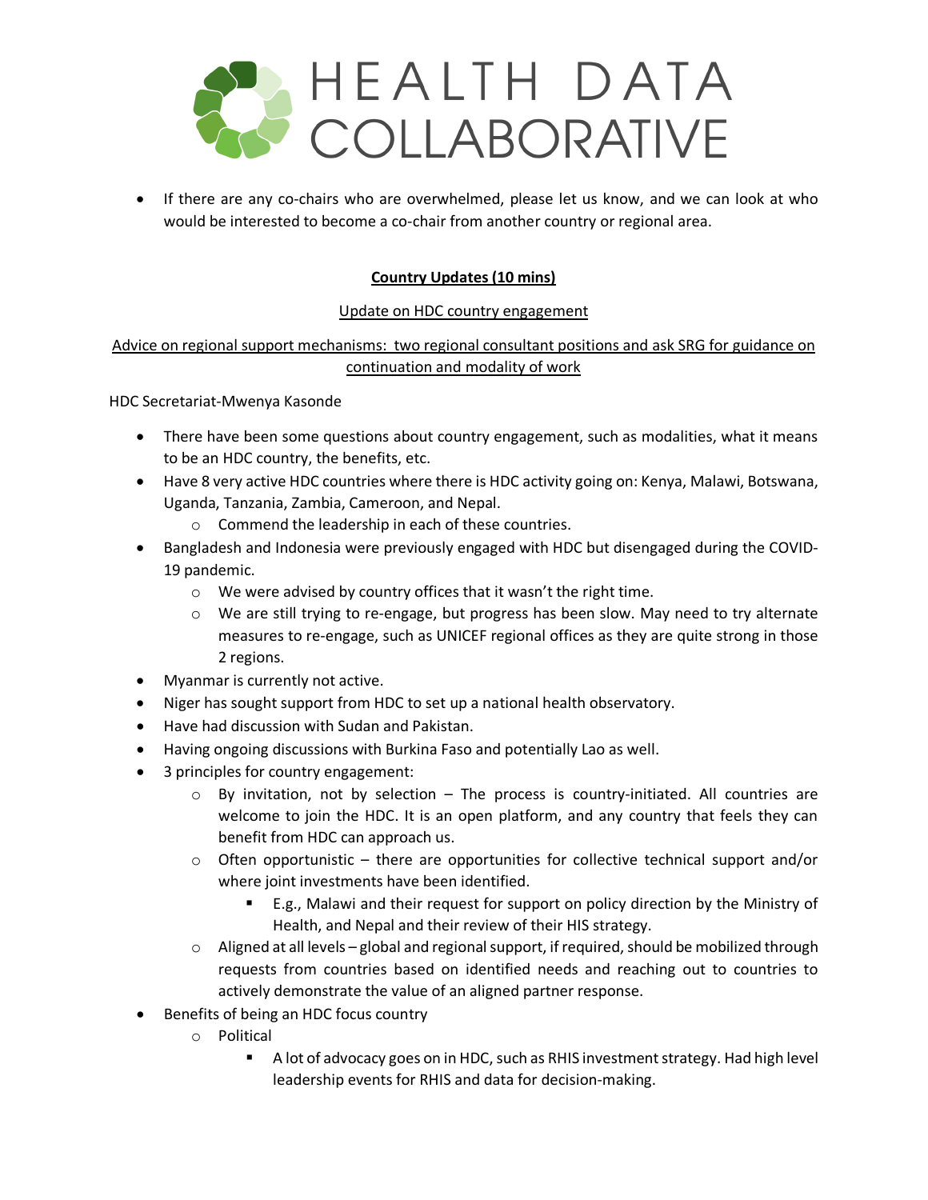- If there are any co-chairs who are overwhelmed, please let us know, and we can look at who would be interested to become a co-chair from another country or regional area.

**Country Updates (10 mins)**

Update on HDC country engagement

Advice on regional support mechanisms: two regional consultant positions and ask SRG for guidance on continuation and modality of work

HDC Secretariat-Mwenya Kasonde

- There have been some questions about country engagement, such as modalities, what it means to be an HDC country, the benefits, etc.
- Have 8 very active HDC countries where there is HDC activity going on: Kenya, Malawi, Botswana, Uganda, Tanzania, Zambia, Cameroon, and Nepal.
    - Commend the leadership in each of these countries.
- Bangladesh and Indonesia were previously engaged with HDC but disengaged during the COVID-19 pandemic.
    - We were advised by country offices that it wasn't the right time.
    - We are still trying to re-engage, but progress has been slow. May need to try alternate measures to re-engage, such as UNICEF regional offices as they are quite strong in those 2 regions.
- Myanmar is currently not active.
- Niger has sought support from HDC to set up a national health observatory.
- Have had discussion with Sudan and Pakistan.
- Having ongoing discussions with Burkina Faso and potentially Lao as well.
- 3 principles for country engagement:
    - By invitation, not by selection – The process is country-initiated. All countries are welcome to join the HDC. It is an open platform, and any country that feels they can benefit from HDC can approach us.
    - Often opportunistic – there are opportunities for collective technical support and/or where joint investments have been identified.
        - E.g., Malawi and their request for support on policy direction by the Ministry of Health, and Nepal and their review of their HIS strategy.
    - Aligned at all levels – global and regional support, if required, should be mobilized through requests from countries based on identified needs and reaching out to countries to actively demonstrate the value of an aligned partner response.
- Benefits of being an HDC focus country
    - Political
        - A lot of advocacy goes on in HDC, such as RHIS investment strategy. Had high level leadership events for RHIS and data for decision-making.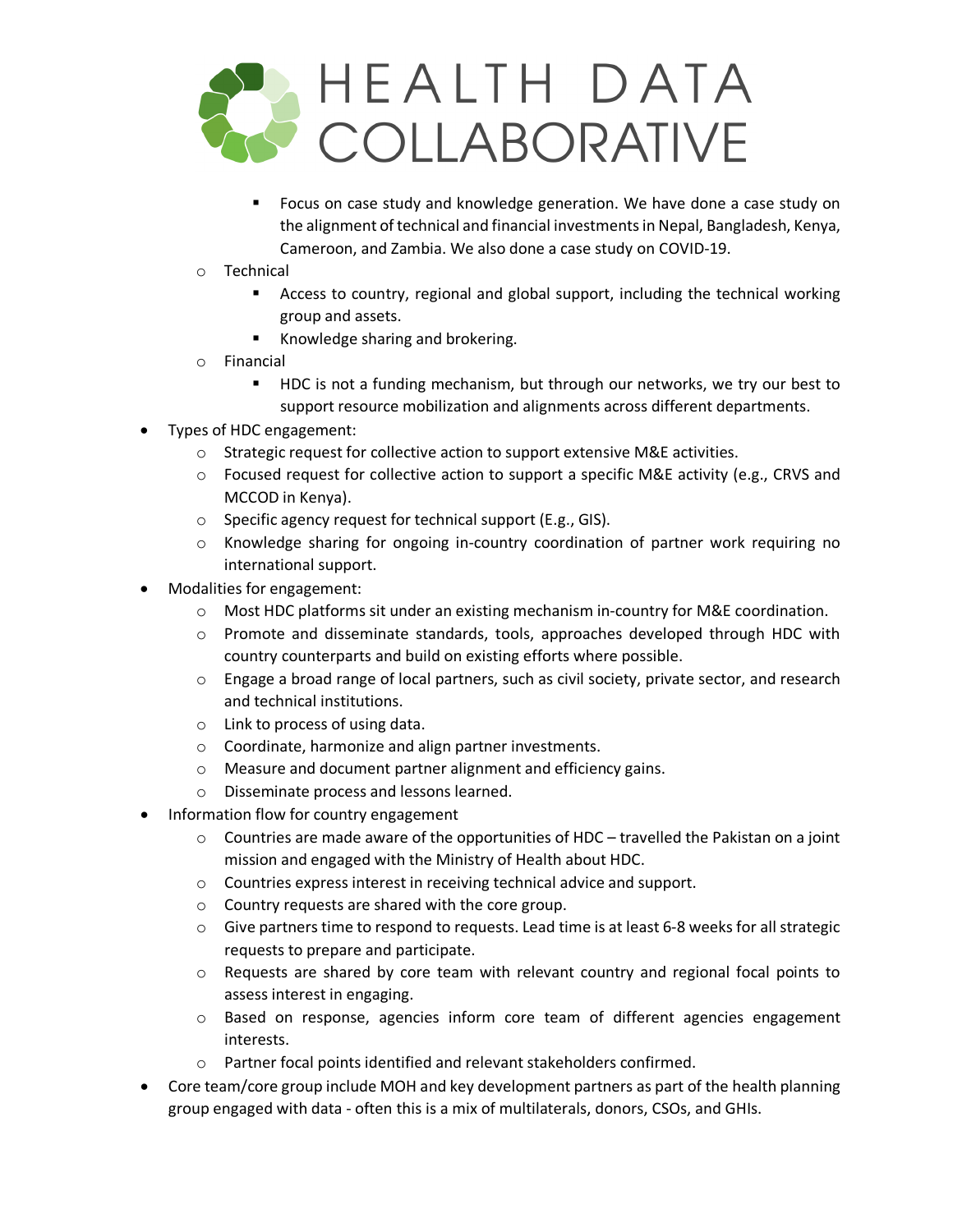- Focus on case study and knowledge generation. We have done a case study on the alignment of technical and financial investments in Nepal, Bangladesh, Kenya, Cameroon, and Zambia. We also done a case study on COVID-19.
    - Technical
        - Access to country, regional and global support, including the technical working group and assets.
        - Knowledge sharing and brokering.
    - Financial
        - HDC is not a funding mechanism, but through our networks, we try our best to support resource mobilization and alignments across different departments.
- Types of HDC engagement:
    - Strategic request for collective action to support extensive M&E activities.
    - Focused request for collective action to support a specific M&E activity (e.g., CRVS and MCCOD in Kenya).
    - Specific agency request for technical support (E.g., GIS).
    - Knowledge sharing for ongoing in-country coordination of partner work requiring no international support.
- Modalities for engagement:
    - Most HDC platforms sit under an existing mechanism in-country for M&E coordination.
    - Promote and disseminate standards, tools, approaches developed through HDC with country counterparts and build on existing efforts where possible.
    - Engage a broad range of local partners, such as civil society, private sector, and research and technical institutions.
    - Link to process of using data.
    - Coordinate, harmonize and align partner investments.
    - Measure and document partner alignment and efficiency gains.
    - Disseminate process and lessons learned.
- Information flow for country engagement
    - Countries are made aware of the opportunities of HDC – travelled the Pakistan on a joint mission and engaged with the Ministry of Health about HDC.
    - Countries express interest in receiving technical advice and support.
    - Country requests are shared with the core group.
    - Give partners time to respond to requests. Lead time is at least 6-8 weeks for all strategic requests to prepare and participate.
    - Requests are shared by core team with relevant country and regional focal points to assess interest in engaging.
    - Based on response, agencies inform core team of different agencies engagement interests.
    - Partner focal points identified and relevant stakeholders confirmed.
- Core team/core group include MOH and key development partners as part of the health planning group engaged with data - often this is a mix of multilaterals, donors, CSOs, and GHIs.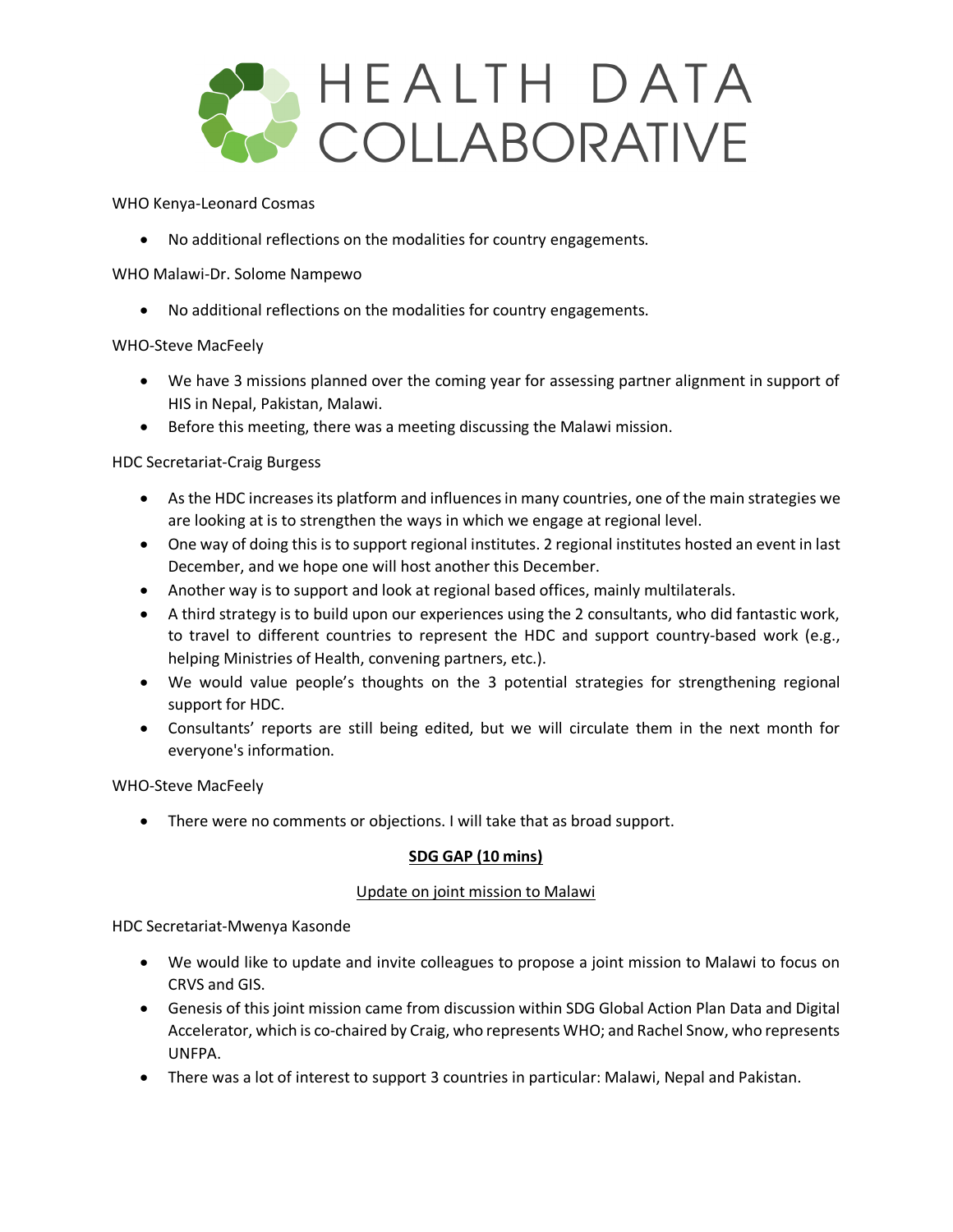WHO Kenya-Leonard Cosmas

- No additional reflections on the modalities for country engagements.

WHO Malawi-Dr. Solome Nampewo

- No additional reflections on the modalities for country engagements.

WHO-Steve MacFeely

- We have 3 missions planned over the coming year for assessing partner alignment in support of HIS in Nepal, Pakistan, Malawi.
- Before this meeting, there was a meeting discussing the Malawi mission.

HDC Secretariat-Craig Burgess

- As the HDC increases its platform and influences in many countries, one of the main strategies we are looking at is to strengthen the ways in which we engage at regional level.
- One way of doing this is to support regional institutes. 2 regional institutes hosted an event in last December, and we hope one will host another this December.
- Another way is to support and look at regional based offices, mainly multilaterals.
- A third strategy is to build upon our experiences using the 2 consultants, who did fantastic work, to travel to different countries to represent the HDC and support country-based work (e.g., helping Ministries of Health, convening partners, etc.).
- We would value people's thoughts on the 3 potential strategies for strengthening regional support for HDC.
- Consultants' reports are still being edited, but we will circulate them in the next month for everyone's information.

WHO-Steve MacFeely

- There were no comments or objections. I will take that as broad support.

**SDG GAP (10 mins)**

Update on joint mission to Malawi

HDC Secretariat-Mwenya Kasonde

- We would like to update and invite colleagues to propose a joint mission to Malawi to focus on CRVS and GIS.
- Genesis of this joint mission came from discussion within SDG Global Action Plan Data and Digital Accelerator, which is co-chaired by Craig, who represents WHO; and Rachel Snow, who represents UNFPA.
- There was a lot of interest to support 3 countries in particular: Malawi, Nepal and Pakistan.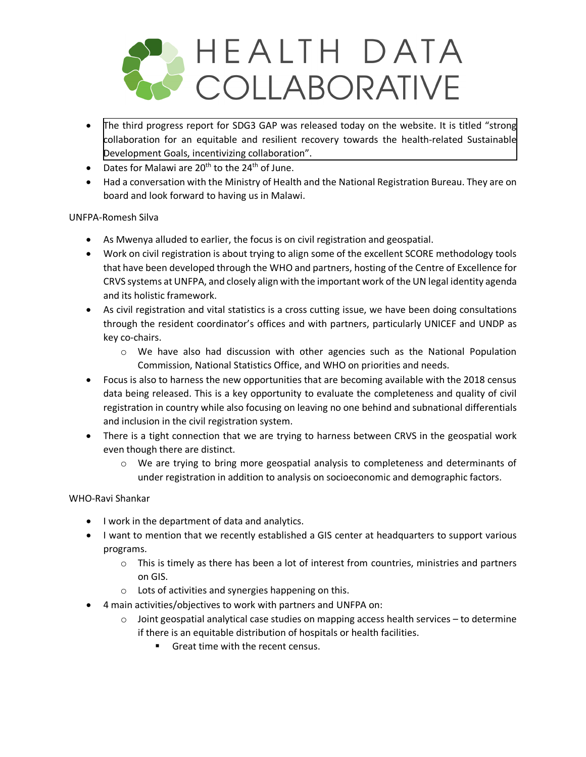- The third progress report for SDG3 GAP was released today on the website. It is titled "strong collaboration for an equitable and resilient recovery towards the health-related Sustainable Development Goals, incentivizing collaboration".
- Dates for Malawi are 20th to the 24th of June.
- Had a conversation with the Ministry of Health and the National Registration Bureau. They are on board and look forward to having us in Malawi.

UNFPA-Romesh Silva

- As Mwenya alluded to earlier, the focus is on civil registration and geospatial.
- Work on civil registration is about trying to align some of the excellent SCORE methodology tools that have been developed through the WHO and partners, hosting of the Centre of Excellence for CRVS systems at UNFPA, and closely align with the important work of the UN legal identity agenda and its holistic framework.
- As civil registration and vital statistics is a cross cutting issue, we have been doing consultations through the resident coordinator's offices and with partners, particularly UNICEF and UNDP as key co-chairs.
  - We have also had discussion with other agencies such as the National Population Commission, National Statistics Office, and WHO on priorities and needs.
- Focus is also to harness the new opportunities that are becoming available with the 2018 census data being released. This is a key opportunity to evaluate the completeness and quality of civil registration in country while also focusing on leaving no one behind and subnational differentials and inclusion in the civil registration system.
- There is a tight connection that we are trying to harness between CRVS in the geospatial work even though there are distinct.
  - We are trying to bring more geospatial analysis to completeness and determinants of under registration in addition to analysis on socioeconomic and demographic factors.

WHO-Ravi Shankar

- I work in the department of data and analytics.
- I want to mention that we recently established a GIS center at headquarters to support various programs.
  - This is timely as there has been a lot of interest from countries, ministries and partners on GIS.
  - Lots of activities and synergies happening on this.
- 4 main activities/objectives to work with partners and UNFPA on:
  - Joint geospatial analytical case studies on mapping access health services – to determine if there is an equitable distribution of hospitals or health facilities.
    - Great time with the recent census.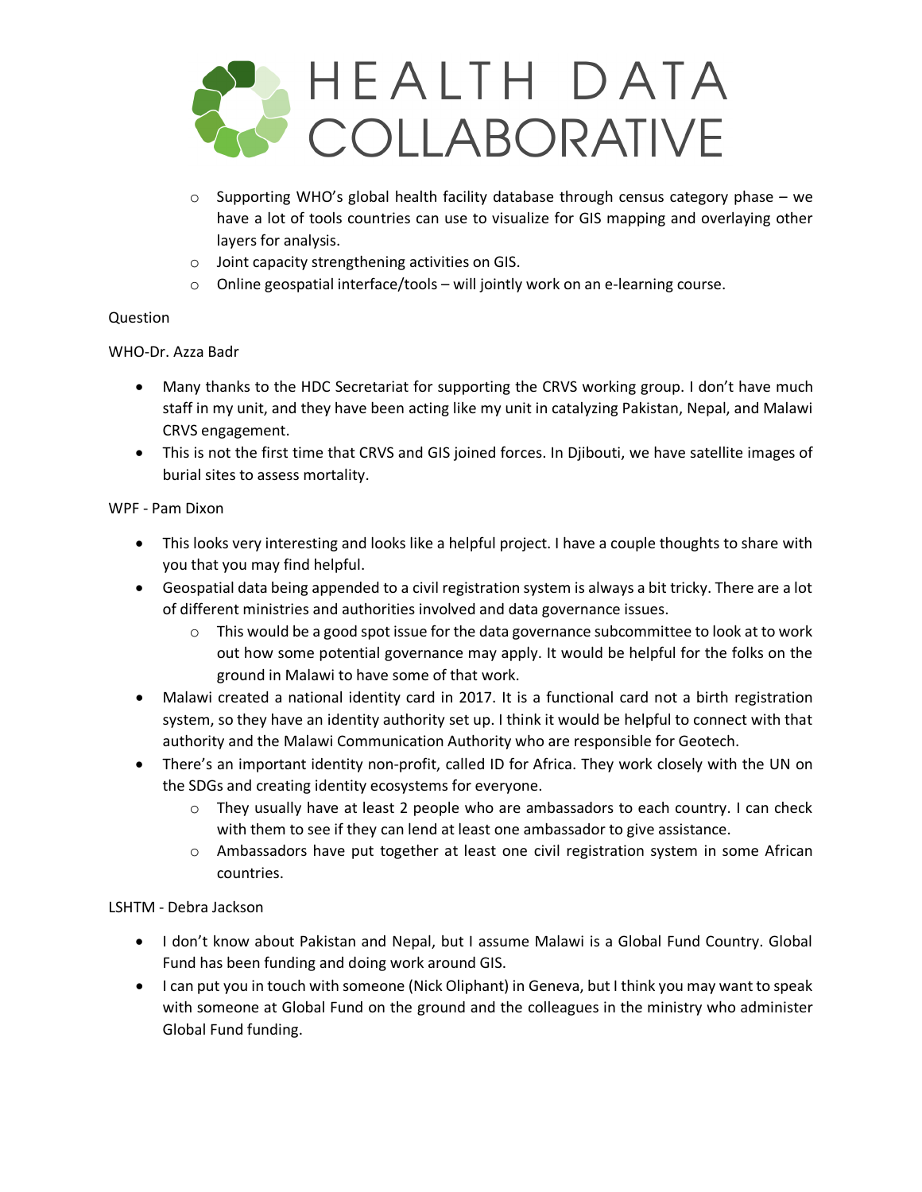- Supporting WHO's global health facility database through census category phase – we have a lot of tools countries can use to visualize for GIS mapping and overlaying other layers for analysis.
  - Joint capacity strengthening activities on GIS.
  - Online geospatial interface/tools – will jointly work on an e-learning course.

Question

WHO-Dr. Azza Badr

- Many thanks to the HDC Secretariat for supporting the CRVS working group. I don't have much staff in my unit, and they have been acting like my unit in catalyzing Pakistan, Nepal, and Malawi CRVS engagement.
- This is not the first time that CRVS and GIS joined forces. In Djibouti, we have satellite images of burial sites to assess mortality.

WPF - Pam Dixon

- This looks very interesting and looks like a helpful project. I have a couple thoughts to share with you that you may find helpful.
- Geospatial data being appended to a civil registration system is always a bit tricky. There are a lot of different ministries and authorities involved and data governance issues.
  - This would be a good spot issue for the data governance subcommittee to look at to work out how some potential governance may apply. It would be helpful for the folks on the ground in Malawi to have some of that work.
- Malawi created a national identity card in 2017. It is a functional card not a birth registration system, so they have an identity authority set up. I think it would be helpful to connect with that authority and the Malawi Communication Authority who are responsible for Geotech.
- There's an important identity non-profit, called ID for Africa. They work closely with the UN on the SDGs and creating identity ecosystems for everyone.
  - They usually have at least 2 people who are ambassadors to each country. I can check with them to see if they can lend at least one ambassador to give assistance.
  - Ambassadors have put together at least one civil registration system in some African countries.

LSHTM - Debra Jackson

- I don't know about Pakistan and Nepal, but I assume Malawi is a Global Fund Country. Global Fund has been funding and doing work around GIS.
- I can put you in touch with someone (Nick Oliphant) in Geneva, but I think you may want to speak with someone at Global Fund on the ground and the colleagues in the ministry who administer Global Fund funding.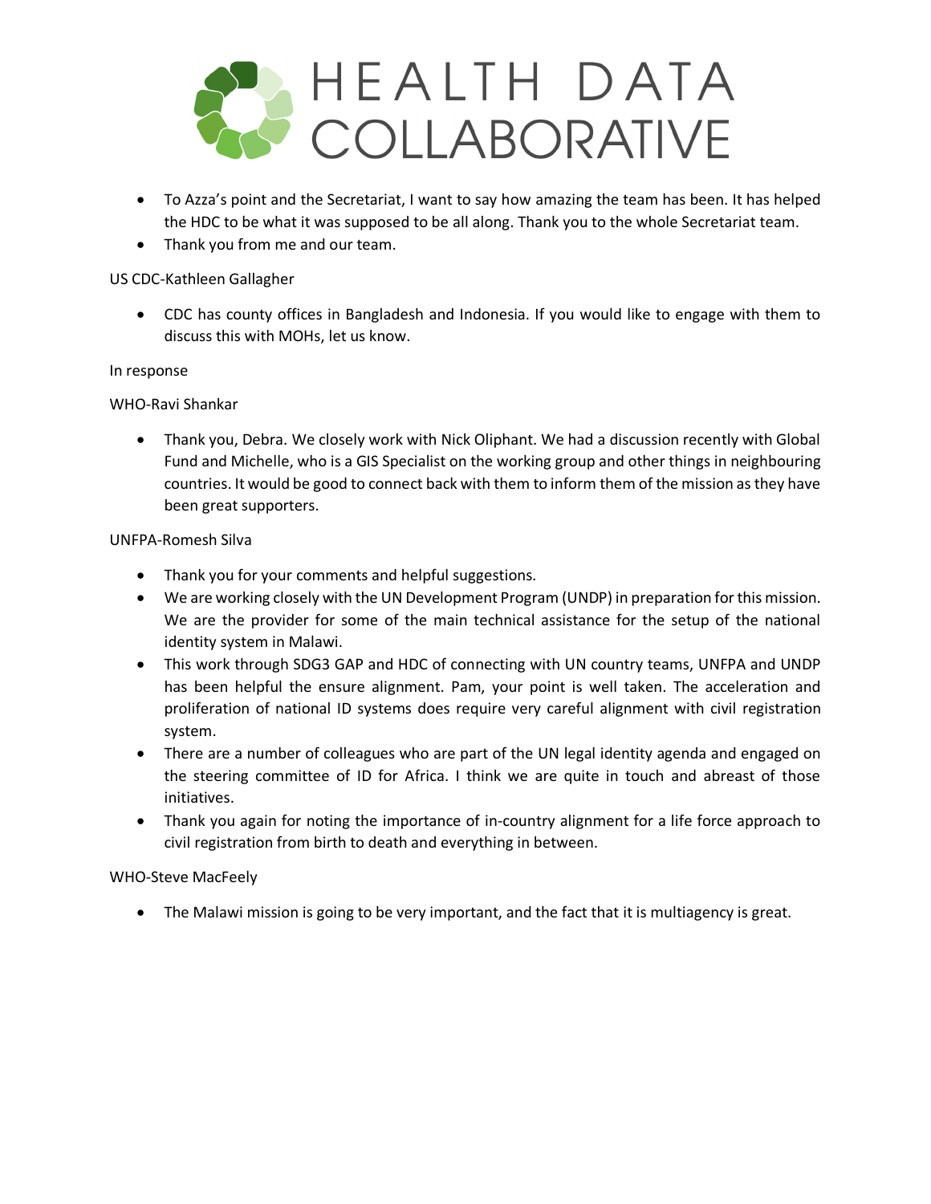- To Azza's point and the Secretariat, I want to say how amazing the team has been. It has helped the HDC to be what it was supposed to be all along. Thank you to the whole Secretariat team.
- Thank you from me and our team.

US CDC-Kathleen Gallagher

- CDC has county offices in Bangladesh and Indonesia. If you would like to engage with them to discuss this with MOHs, let us know.

In response

WHO-Ravi Shankar

- Thank you, Debra. We closely work with Nick Oliphant. We had a discussion recently with Global Fund and Michelle, who is a GIS Specialist on the working group and other things in neighbouring countries. It would be good to connect back with them to inform them of the mission as they have been great supporters.

UNFPA-Romesh Silva

- Thank you for your comments and helpful suggestions.
- We are working closely with the UN Development Program (UNDP) in preparation for this mission. We are the provider for some of the main technical assistance for the setup of the national identity system in Malawi.
- This work through SDG3 GAP and HDC of connecting with UN country teams, UNFPA and UNDP has been helpful the ensure alignment. Pam, your point is well taken. The acceleration and proliferation of national ID systems does require very careful alignment with civil registration system.
- There are a number of colleagues who are part of the UN legal identity agenda and engaged on the steering committee of ID for Africa. I think we are quite in touch and abreast of those initiatives.
- Thank you again for noting the importance of in-country alignment for a life force approach to civil registration from birth to death and everything in between.

WHO-Steve MacFeely

- The Malawi mission is going to be very important, and the fact that it is multiagency is great.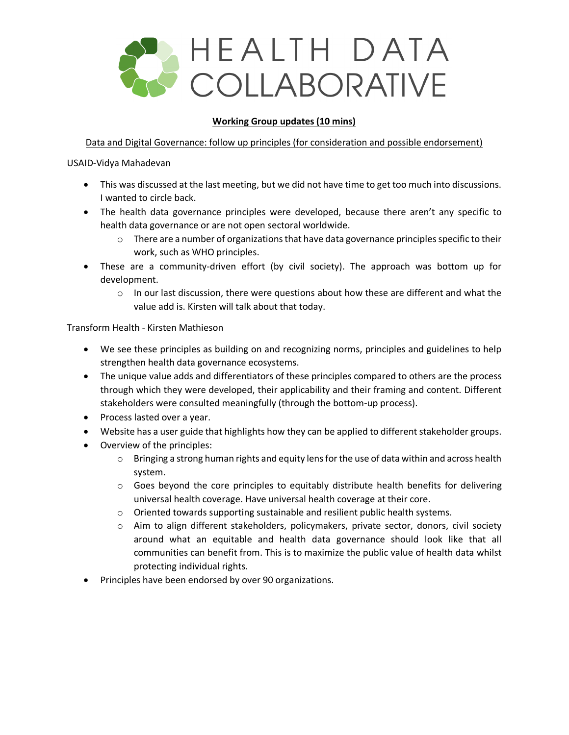# HEALTH DATA COLLABORATIVE

**Working Group updates (10 mins)**

Data and Digital Governance: follow up principles (for consideration and possible endorsement)

USAID-Vidya Mahadevan

- This was discussed at the last meeting, but we did not have time to get too much into discussions. I wanted to circle back.
- The health data governance principles were developed, because there aren't any specific to health data governance or are not open sectoral worldwide.
  - There are a number of organizations that have data governance principles specific to their work, such as WHO principles.
- These are a community-driven effort (by civil society). The approach was bottom up for development.
  - In our last discussion, there were questions about how these are different and what the value add is. Kirsten will talk about that today.

Transform Health - Kirsten Mathieson

- We see these principles as building on and recognizing norms, principles and guidelines to help strengthen health data governance ecosystems.
- The unique value adds and differentiators of these principles compared to others are the process through which they were developed, their applicability and their framing and content. Different stakeholders were consulted meaningfully (through the bottom-up process).
- Process lasted over a year.
- Website has a user guide that highlights how they can be applied to different stakeholder groups.
- Overview of the principles:
  - Bringing a strong human rights and equity lens for the use of data within and across health system.
  - Goes beyond the core principles to equitably distribute health benefits for delivering universal health coverage. Have universal health coverage at their core.
  - Oriented towards supporting sustainable and resilient public health systems.
  - Aim to align different stakeholders, policymakers, private sector, donors, civil society around what an equitable and health data governance should look like that all communities can benefit from. This is to maximize the public value of health data whilst protecting individual rights.
- Principles have been endorsed by over 90 organizations.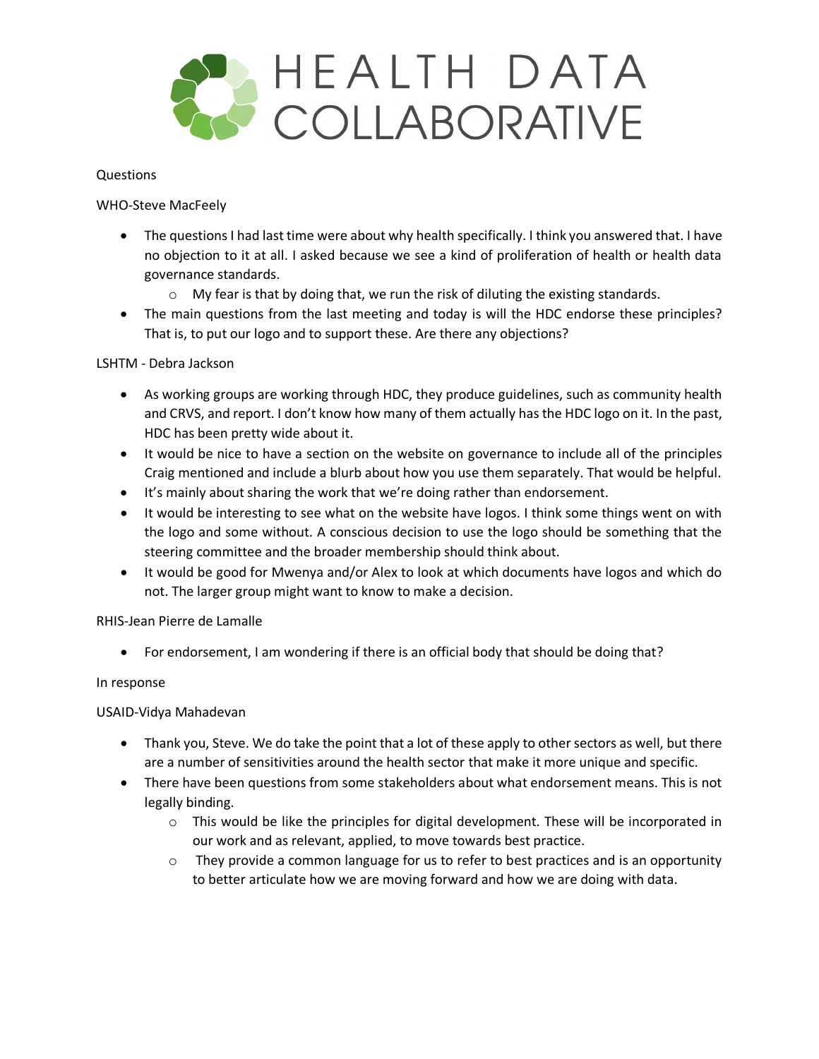Questions

WHO-Steve MacFeely

- The questions I had last time were about why health specifically. I think you answered that. I have no objection to it at all. I asked because we see a kind of proliferation of health or health data governance standards.
  - My fear is that by doing that, we run the risk of diluting the existing standards.
- The main questions from the last meeting and today is will the HDC endorse these principles? That is, to put our logo and to support these. Are there any objections?

LSHTM - Debra Jackson

- As working groups are working through HDC, they produce guidelines, such as community health and CRVS, and report. I don't know how many of them actually has the HDC logo on it. In the past, HDC has been pretty wide about it.
- It would be nice to have a section on the website on governance to include all of the principles Craig mentioned and include a blurb about how you use them separately. That would be helpful.
- It's mainly about sharing the work that we're doing rather than endorsement.
- It would be interesting to see what on the website have logos. I think some things went on with the logo and some without. A conscious decision to use the logo should be something that the steering committee and the broader membership should think about.
- It would be good for Mwenya and/or Alex to look at which documents have logos and which do not. The larger group might want to know to make a decision.

RHIS-Jean Pierre de Lamalle

- For endorsement, I am wondering if there is an official body that should be doing that?

In response

USAID-Vidya Mahadevan

- Thank you, Steve. We do take the point that a lot of these apply to other sectors as well, but there are a number of sensitivities around the health sector that make it more unique and specific.
- There have been questions from some stakeholders about what endorsement means. This is not legally binding.
  - This would be like the principles for digital development. These will be incorporated in our work and as relevant, applied, to move towards best practice.
  - They provide a common language for us to refer to best practices and is an opportunity to better articulate how we are moving forward and how we are doing with data.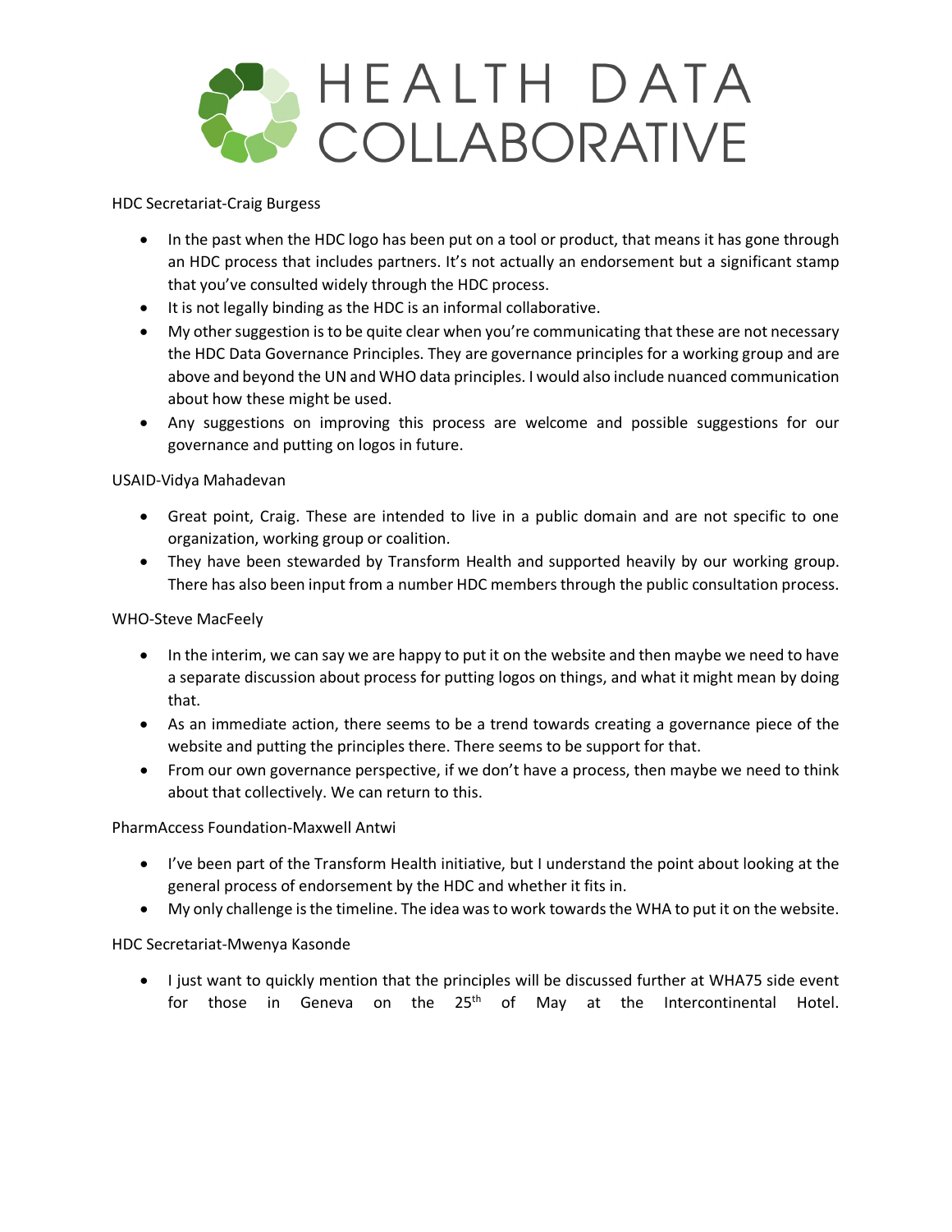HDC Secretariat-Craig Burgess

- In the past when the HDC logo has been put on a tool or product, that means it has gone through an HDC process that includes partners. It's not actually an endorsement but a significant stamp that you've consulted widely through the HDC process.
- It is not legally binding as the HDC is an informal collaborative.
- My other suggestion is to be quite clear when you're communicating that these are not necessary the HDC Data Governance Principles. They are governance principles for a working group and are above and beyond the UN and WHO data principles. I would also include nuanced communication about how these might be used.
- Any suggestions on improving this process are welcome and possible suggestions for our governance and putting on logos in future.

USAID-Vidya Mahadevan

- Great point, Craig. These are intended to live in a public domain and are not specific to one organization, working group or coalition.
- They have been stewarded by Transform Health and supported heavily by our working group. There has also been input from a number HDC members through the public consultation process.

WHO-Steve MacFeely

- In the interim, we can say we are happy to put it on the website and then maybe we need to have a separate discussion about process for putting logos on things, and what it might mean by doing that.
- As an immediate action, there seems to be a trend towards creating a governance piece of the website and putting the principles there. There seems to be support for that.
- From our own governance perspective, if we don't have a process, then maybe we need to think about that collectively. We can return to this.

PharmAccess Foundation-Maxwell Antwi

- I've been part of the Transform Health initiative, but I understand the point about looking at the general process of endorsement by the HDC and whether it fits in.
- My only challenge is the timeline. The idea was to work towards the WHA to put it on the website.

HDC Secretariat-Mwenya Kasonde

- I just want to quickly mention that the principles will be discussed further at WHA75 side event for those in Geneva on the 25th of May at the Intercontinental Hotel.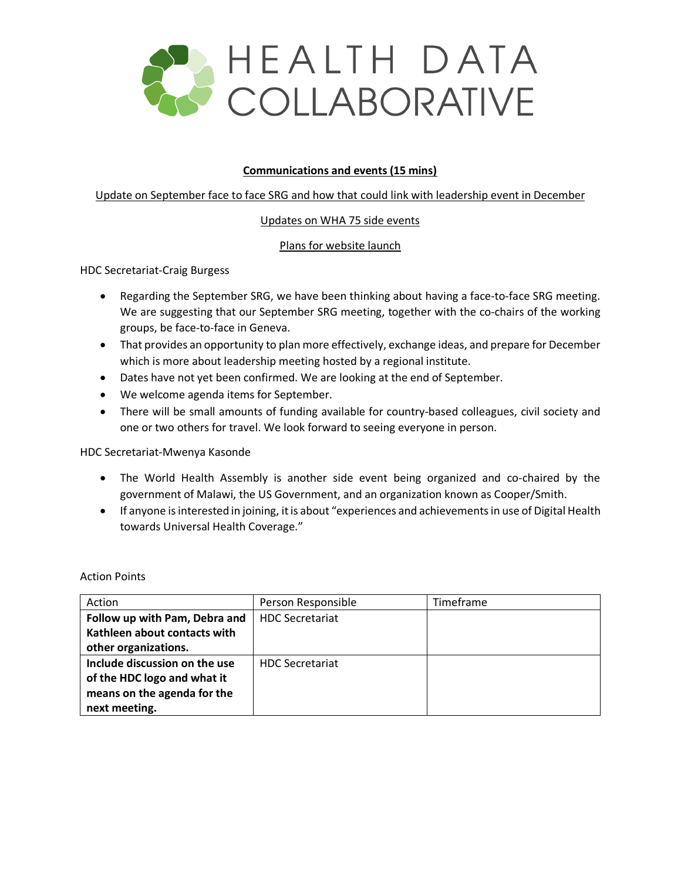HEALTH DATA COLLABORATIVE

**Communications and events (15 mins)**

Update on September face to face SRG and how that could link with leadership event in December

Updates on WHA 75 side events

Plans for website launch

HDC Secretariat-Craig Burgess

- Regarding the September SRG, we have been thinking about having a face-to-face SRG meeting. We are suggesting that our September SRG meeting, together with the co-chairs of the working groups, be face-to-face in Geneva.
- That provides an opportunity to plan more effectively, exchange ideas, and prepare for December which is more about leadership meeting hosted by a regional institute.
- Dates have not yet been confirmed. We are looking at the end of September.
- We welcome agenda items for September.
- There will be small amounts of funding available for country-based colleagues, civil society and one or two others for travel. We look forward to seeing everyone in person.

HDC Secretariat-Mwenya Kasonde

- The World Health Assembly is another side event being organized and co-chaired by the government of Malawi, the US Government, and an organization known as Cooper/Smith.
- If anyone is interested in joining, it is about "experiences and achievements in use of Digital Health towards Universal Health Coverage."

Action Points

| Action | Person Responsible | Timeframe |
|---|---|---|
| **Follow up with Pam, Debra and Kathleen about contacts with other organizations.** | HDC Secretariat | |
| **Include discussion on the use of the HDC logo and what it means on the agenda for the next meeting.** | HDC Secretariat | |